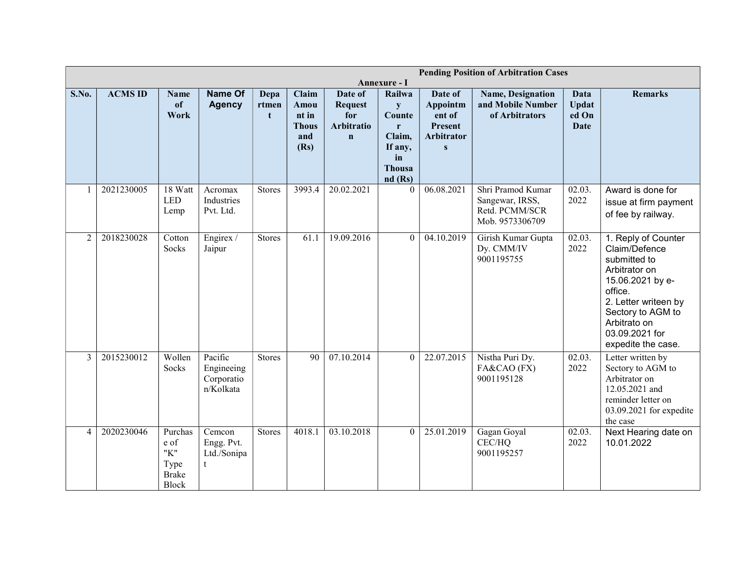## Pending Position of Arbitration Cases

### Annexure - I

| S.No. | ACMS ID | Name of Work | Name Of Agency | Department | Claim Amount in Thousand (Rs) | Date of Request for Arbitration | Railway Counter Claim, If any, in Thousand (Rs) | Date of Appointment of Present Arbitrators | Name, Designation and Mobile Number of Arbitrators | Data Updated On Date | Remarks |
|---|---|---|---|---|---|---|---|---|---|---|---|
| 1 | 2021230005 | 18 Watt LED Lemp | Acromax Industries Pvt. Ltd. | Stores | 3993.4 | 20.02.2021 | 0 | 06.08.2021 | Shri Pramod Kumar Sangewar, IRSS, Retd. PCMM/SCR Mob. 9573306709 | 02.03. 2022 | Award is done for issue at firm payment of fee by railway. |
| 2 | 2018230028 | Cotton Socks | Engirex / Jaipur | Stores | 61.1 | 19.09.2016 | 0 | 04.10.2019 | Girish Kumar Gupta Dy. CMM/IV 9001195755 | 02.03. 2022 | 1. Reply of Counter Claim/Defence submitted to Arbitrator on 15.06.2021 by e-office. 2. Letter writeen by Sectory to AGM to Arbitrato on 03.09.2021 for expedite the case. |
| 3 | 2015230012 | Wollen Socks | Pacific Engineeing Corporation/Kolkata | Stores | 90 | 07.10.2014 | 0 | 22.07.2015 | Nistha Puri Dy. FA&CAO (FX) 9001195128 | 02.03. 2022 | Letter written by Sectory to AGM to Arbitrator on 12.05.2021 and reminder letter on 03.09.2021 for expedite the case |
| 4 | 2020230046 | Purchase of "K" Type Brake Block | Cemcon Engg. Pvt. Ltd./Sonipat | Stores | 4018.1 | 03.10.2018 | 0 | 25.01.2019 | Gagan Goyal CEC/HQ 9001195257 | 02.03. 2022 | Next Hearing date on 10.01.2022 |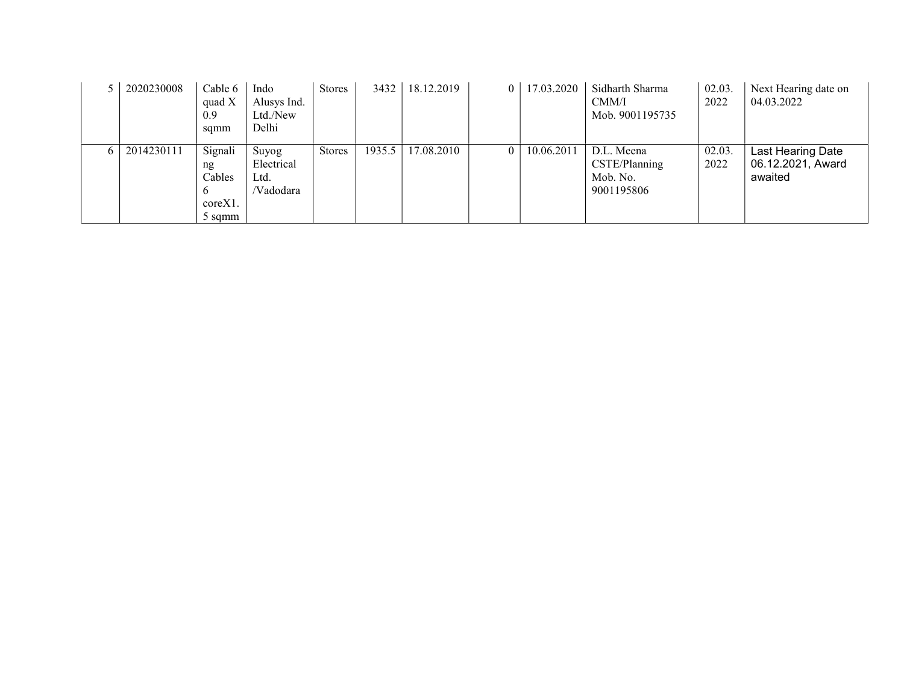| | | | | | | | | | | | |
|---|---|---|---|---|---|---|---|---|---|---|---|
| 5 | 2020230008 | Cable 6 quad X 0.9 sqmm | Indo Alusys Ind. Ltd./New Delhi | Stores | 3432 | 18.12.2019 | 0 | 17.03.2020 | Sidharth Sharma CMM/I Mob. 9001195735 | 02.03. 2022 | Next Hearing date on 04.03.2022 |
| 6 | 2014230111 | Signaling Cables 6 coreX1. 5 sqmm | Suyog Electrical Ltd. /Vadodara | Stores | 1935.5 | 17.08.2010 | 0 | 10.06.2011 | D.L. Meena CSTE/Planning Mob. No. 9001195806 | 02.03. 2022 | Last Hearing Date 06.12.2021, Award awaited |